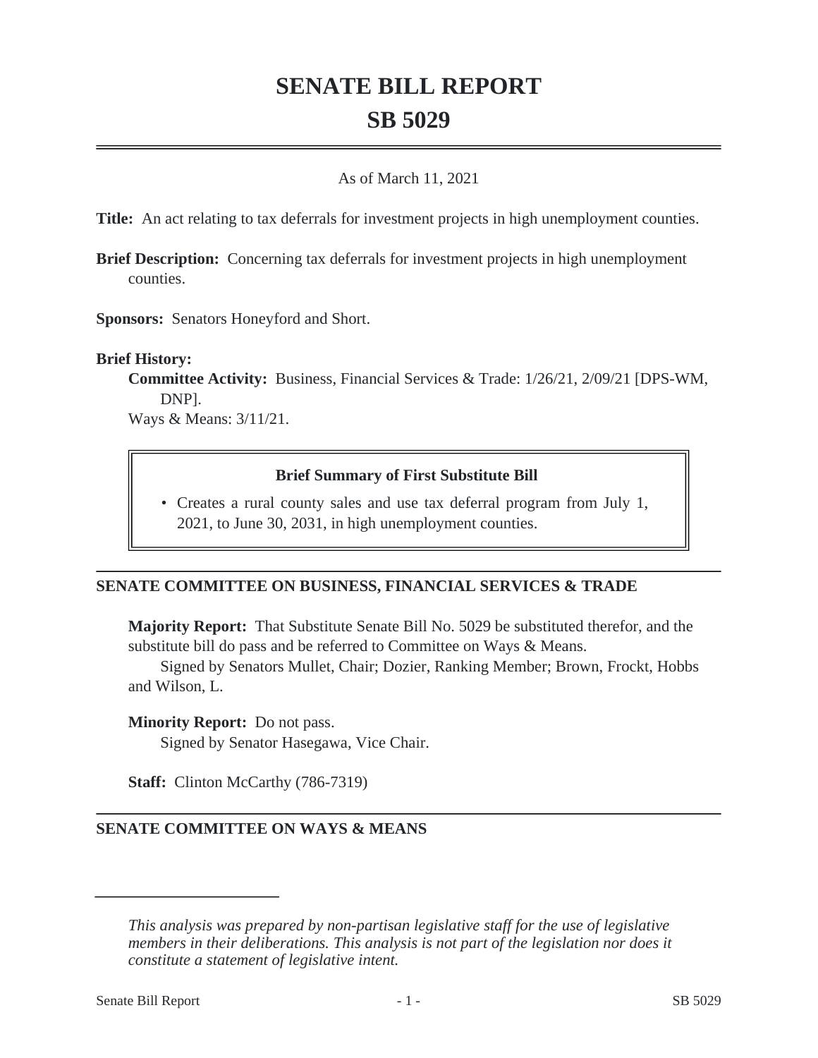# SENATE BILL REPORT
# SB 5029

As of March 11, 2021

**Title:** An act relating to tax deferrals for investment projects in high unemployment counties.

**Brief Description:** Concerning tax deferrals for investment projects in high unemployment counties.

**Sponsors:** Senators Honeyford and Short.

**Brief History:**

**Committee Activity:** Business, Financial Services & Trade: 1/26/21, 2/09/21 [DPS-WM, DNP].

Ways & Means: 3/11/21.

**Brief Summary of First Substitute Bill**

- Creates a rural county sales and use tax deferral program from July 1, 2021, to June 30, 2031, in high unemployment counties.

## SENATE COMMITTEE ON BUSINESS, FINANCIAL SERVICES & TRADE

**Majority Report:** That Substitute Senate Bill No. 5029 be substituted therefor, and the substitute bill do pass and be referred to Committee on Ways & Means.

Signed by Senators Mullet, Chair; Dozier, Ranking Member; Brown, Frockt, Hobbs and Wilson, L.

**Minority Report:** Do not pass.

Signed by Senator Hasegawa, Vice Chair.

**Staff:** Clinton McCarthy (786-7319)

## SENATE COMMITTEE ON WAYS & MEANS

*This analysis was prepared by non-partisan legislative staff for the use of legislative members in their deliberations. This analysis is not part of the legislation nor does it constitute a statement of legislative intent.*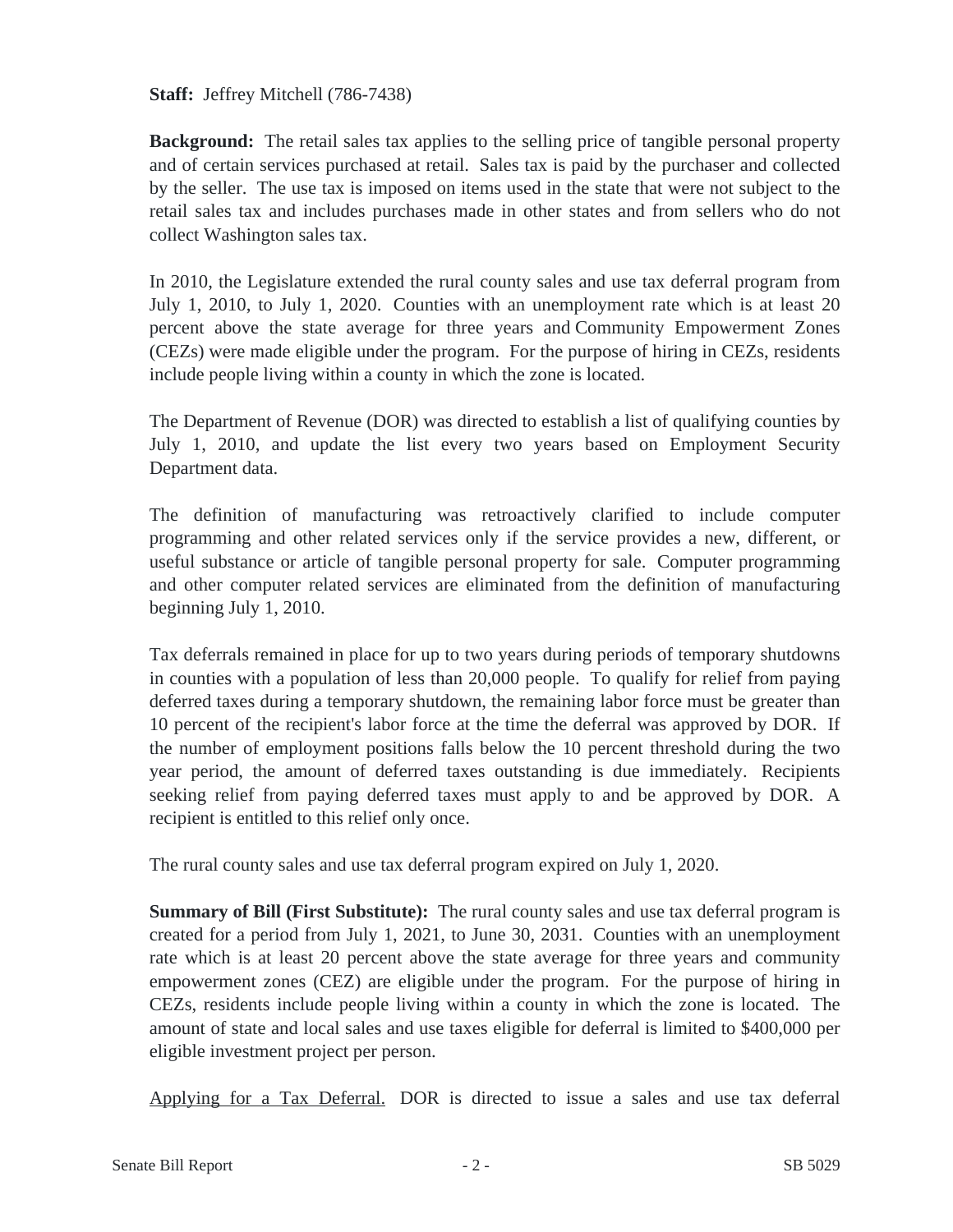**Staff:** Jeffrey Mitchell (786-7438)

**Background:** The retail sales tax applies to the selling price of tangible personal property and of certain services purchased at retail. Sales tax is paid by the purchaser and collected by the seller. The use tax is imposed on items used in the state that were not subject to the retail sales tax and includes purchases made in other states and from sellers who do not collect Washington sales tax.

In 2010, the Legislature extended the rural county sales and use tax deferral program from July 1, 2010, to July 1, 2020. Counties with an unemployment rate which is at least 20 percent above the state average for three years and Community Empowerment Zones (CEZs) were made eligible under the program. For the purpose of hiring in CEZs, residents include people living within a county in which the zone is located.

The Department of Revenue (DOR) was directed to establish a list of qualifying counties by July 1, 2010, and update the list every two years based on Employment Security Department data.

The definition of manufacturing was retroactively clarified to include computer programming and other related services only if the service provides a new, different, or useful substance or article of tangible personal property for sale. Computer programming and other computer related services are eliminated from the definition of manufacturing beginning July 1, 2010.

Tax deferrals remained in place for up to two years during periods of temporary shutdowns in counties with a population of less than 20,000 people. To qualify for relief from paying deferred taxes during a temporary shutdown, the remaining labor force must be greater than 10 percent of the recipient's labor force at the time the deferral was approved by DOR. If the number of employment positions falls below the 10 percent threshold during the two year period, the amount of deferred taxes outstanding is due immediately. Recipients seeking relief from paying deferred taxes must apply to and be approved by DOR. A recipient is entitled to this relief only once.

The rural county sales and use tax deferral program expired on July 1, 2020.

**Summary of Bill (First Substitute):** The rural county sales and use tax deferral program is created for a period from July 1, 2021, to June 30, 2031. Counties with an unemployment rate which is at least 20 percent above the state average for three years and community empowerment zones (CEZ) are eligible under the program. For the purpose of hiring in CEZs, residents include people living within a county in which the zone is located. The amount of state and local sales and use taxes eligible for deferral is limited to $400,000 per eligible investment project per person.

<u>Applying for a Tax Deferral.</u> DOR is directed to issue a sales and use tax deferral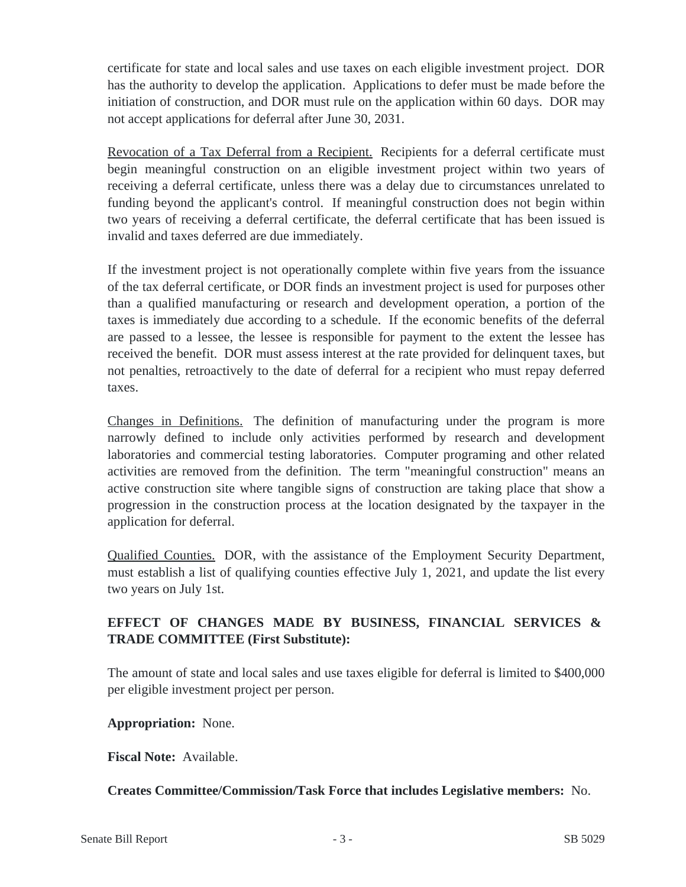certificate for state and local sales and use taxes on each eligible investment project. DOR has the authority to develop the application. Applications to defer must be made before the initiation of construction, and DOR must rule on the application within 60 days. DOR may not accept applications for deferral after June 30, 2031.

Revocation of a Tax Deferral from a Recipient. Recipients for a deferral certificate must begin meaningful construction on an eligible investment project within two years of receiving a deferral certificate, unless there was a delay due to circumstances unrelated to funding beyond the applicant's control. If meaningful construction does not begin within two years of receiving a deferral certificate, the deferral certificate that has been issued is invalid and taxes deferred are due immediately.

If the investment project is not operationally complete within five years from the issuance of the tax deferral certificate, or DOR finds an investment project is used for purposes other than a qualified manufacturing or research and development operation, a portion of the taxes is immediately due according to a schedule. If the economic benefits of the deferral are passed to a lessee, the lessee is responsible for payment to the extent the lessee has received the benefit. DOR must assess interest at the rate provided for delinquent taxes, but not penalties, retroactively to the date of deferral for a recipient who must repay deferred taxes.

Changes in Definitions. The definition of manufacturing under the program is more narrowly defined to include only activities performed by research and development laboratories and commercial testing laboratories. Computer programing and other related activities are removed from the definition. The term "meaningful construction" means an active construction site where tangible signs of construction are taking place that show a progression in the construction process at the location designated by the taxpayer in the application for deferral.

Qualified Counties. DOR, with the assistance of the Employment Security Department, must establish a list of qualifying counties effective July 1, 2021, and update the list every two years on July 1st.

**EFFECT OF CHANGES MADE BY BUSINESS, FINANCIAL SERVICES & TRADE COMMITTEE (First Substitute):**

The amount of state and local sales and use taxes eligible for deferral is limited to $400,000 per eligible investment project per person.

**Appropriation:** None.

**Fiscal Note:** Available.

**Creates Committee/Commission/Task Force that includes Legislative members:** No.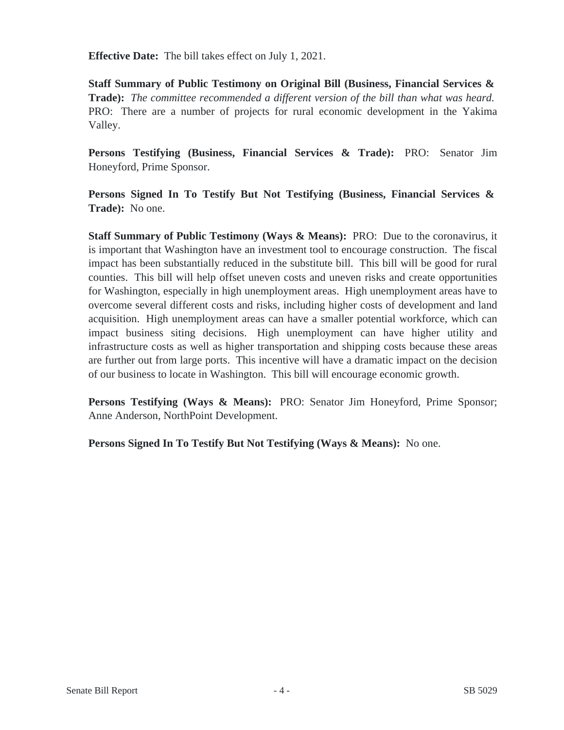**Effective Date:** The bill takes effect on July 1, 2021.

**Staff Summary of Public Testimony on Original Bill (Business, Financial Services & Trade):** *The committee recommended a different version of the bill than what was heard.* PRO: There are a number of projects for rural economic development in the Yakima Valley.

**Persons Testifying (Business, Financial Services & Trade):** PRO: Senator Jim Honeyford, Prime Sponsor.

**Persons Signed In To Testify But Not Testifying (Business, Financial Services & Trade):** No one.

**Staff Summary of Public Testimony (Ways & Means):** PRO: Due to the coronavirus, it is important that Washington have an investment tool to encourage construction. The fiscal impact has been substantially reduced in the substitute bill. This bill will be good for rural counties. This bill will help offset uneven costs and uneven risks and create opportunities for Washington, especially in high unemployment areas. High unemployment areas have to overcome several different costs and risks, including higher costs of development and land acquisition. High unemployment areas can have a smaller potential workforce, which can impact business siting decisions. High unemployment can have higher utility and infrastructure costs as well as higher transportation and shipping costs because these areas are further out from large ports. This incentive will have a dramatic impact on the decision of our business to locate in Washington. This bill will encourage economic growth.

**Persons Testifying (Ways & Means):** PRO: Senator Jim Honeyford, Prime Sponsor; Anne Anderson, NorthPoint Development.

**Persons Signed In To Testify But Not Testifying (Ways & Means):** No one.